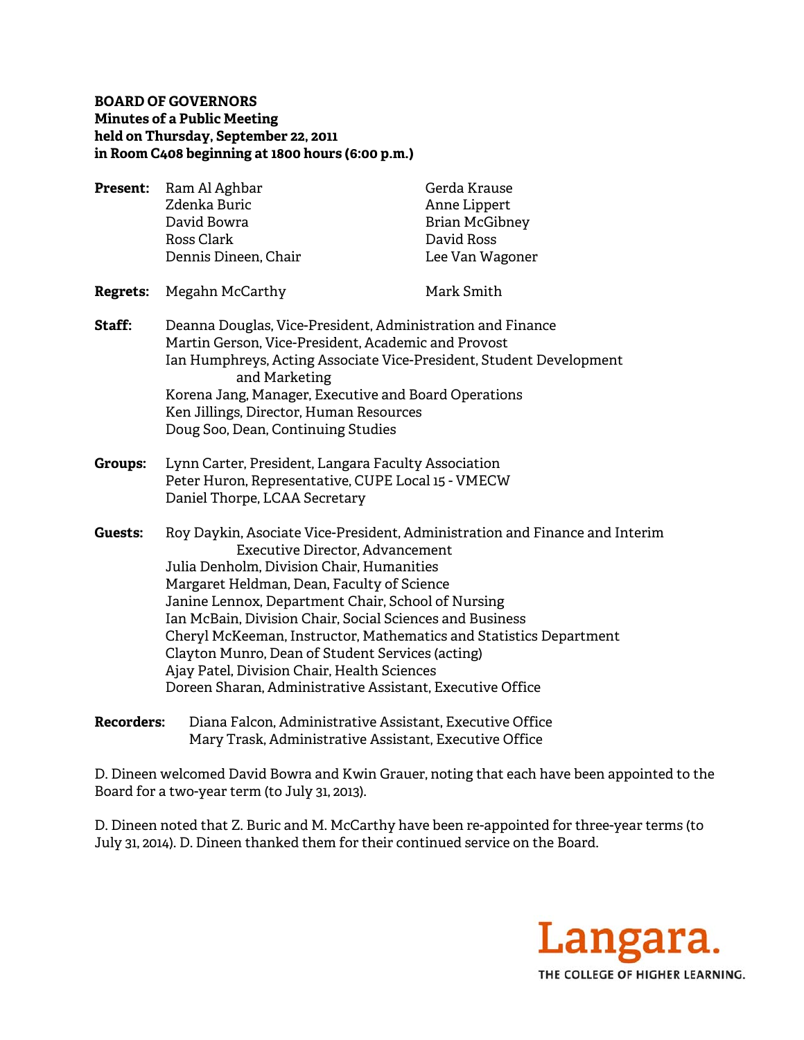**BOARD OF GOVERNORS**
**Minutes of a Public Meeting**
**held on Thursday, September 22, 2011**
**in Room C408 beginning at 1800 hours (6:00 p.m.)**

**Present:** Ram Al Aghbar, Zdenka Buric, David Bowra, Ross Clark, Dennis Dineen, Chair, Gerda Krause, Anne Lippert, Brian McGibney, David Ross, Lee Van Wagoner

**Regrets:** Megahn McCarthy, Mark Smith

**Staff:**
Deanna Douglas, Vice-President, Administration and Finance
Martin Gerson, Vice-President, Academic and Provost
Ian Humphreys, Acting Associate Vice-President, Student Development and Marketing
Korena Jang, Manager, Executive and Board Operations
Ken Jillings, Director, Human Resources
Doug Soo, Dean, Continuing Studies

**Groups:**
Lynn Carter, President, Langara Faculty Association
Peter Huron, Representative, CUPE Local 15 - VMECW
Daniel Thorpe, LCAA Secretary

**Guests:**
Roy Daykin, Asociate Vice-President, Administration and Finance and Interim Executive Director, Advancement
Julia Denholm, Division Chair, Humanities
Margaret Heldman, Dean, Faculty of Science
Janine Lennox, Department Chair, School of Nursing
Ian McBain, Division Chair, Social Sciences and Business
Cheryl McKeeman, Instructor, Mathematics and Statistics Department
Clayton Munro, Dean of Student Services (acting)
Ajay Patel, Division Chair, Health Sciences
Doreen Sharan, Administrative Assistant, Executive Office

**Recorders:**
Diana Falcon, Administrative Assistant, Executive Office
Mary Trask, Administrative Assistant, Executive Office

D. Dineen welcomed David Bowra and Kwin Grauer, noting that each have been appointed to the Board for a two-year term (to July 31, 2013).

D. Dineen noted that Z. Buric and M. McCarthy have been re-appointed for three-year terms (to July 31, 2014). D. Dineen thanked them for their continued service on the Board.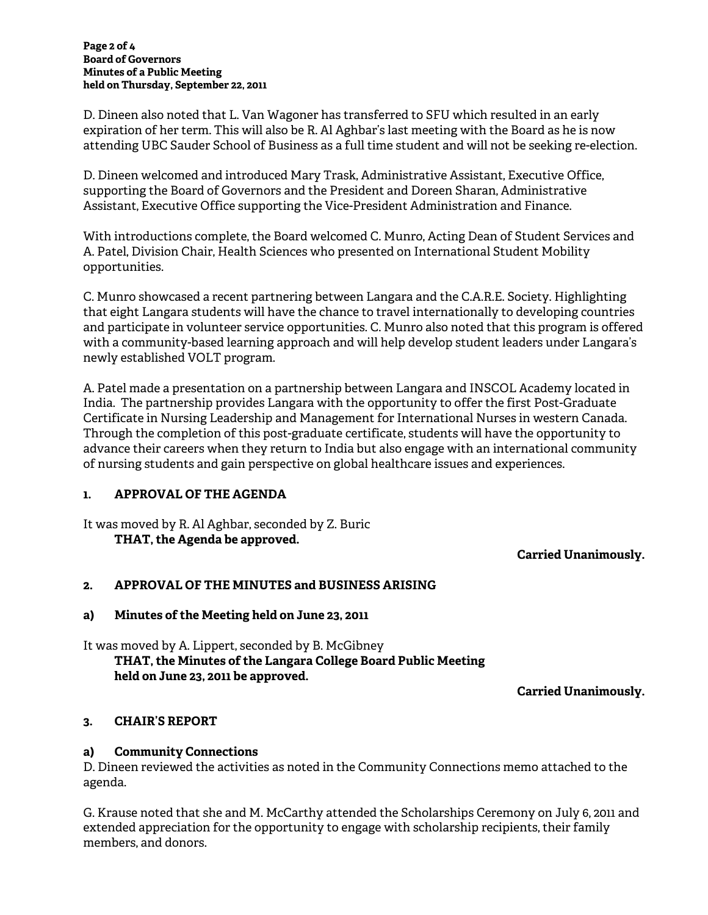D. Dineen also noted that L. Van Wagoner has transferred to SFU which resulted in an early expiration of her term. This will also be R. Al Aghbar's last meeting with the Board as he is now attending UBC Sauder School of Business as a full time student and will not be seeking re-election.

D. Dineen welcomed and introduced Mary Trask, Administrative Assistant, Executive Office, supporting the Board of Governors and the President and Doreen Sharan, Administrative Assistant, Executive Office supporting the Vice-President Administration and Finance.

With introductions complete, the Board welcomed C. Munro, Acting Dean of Student Services and A. Patel, Division Chair, Health Sciences who presented on International Student Mobility opportunities.

C. Munro showcased a recent partnering between Langara and the C.A.R.E. Society. Highlighting that eight Langara students will have the chance to travel internationally to developing countries and participate in volunteer service opportunities. C. Munro also noted that this program is offered with a community-based learning approach and will help develop student leaders under Langara's newly established VOLT program.

A. Patel made a presentation on a partnership between Langara and INSCOL Academy located in India. The partnership provides Langara with the opportunity to offer the first Post-Graduate Certificate in Nursing Leadership and Management for International Nurses in western Canada. Through the completion of this post-graduate certificate, students will have the opportunity to advance their careers when they return to India but also engage with an international community of nursing students and gain perspective on global healthcare issues and experiences.

## 1. APPROVAL OF THE AGENDA

It was moved by R. Al Aghbar, seconded by Z. Buric

**THAT, the Agenda be approved.**

**Carried Unanimously.**

## 2. APPROVAL OF THE MINUTES and BUSINESS ARISING

### a) Minutes of the Meeting held on June 23, 2011

It was moved by A. Lippert, seconded by B. McGibney

**THAT, the Minutes of the Langara College Board Public Meeting held on June 23, 2011 be approved.**

**Carried Unanimously.**

## 3. CHAIR'S REPORT

### a) Community Connections

D. Dineen reviewed the activities as noted in the Community Connections memo attached to the agenda.

G. Krause noted that she and M. McCarthy attended the Scholarships Ceremony on July 6, 2011 and extended appreciation for the opportunity to engage with scholarship recipients, their family members, and donors.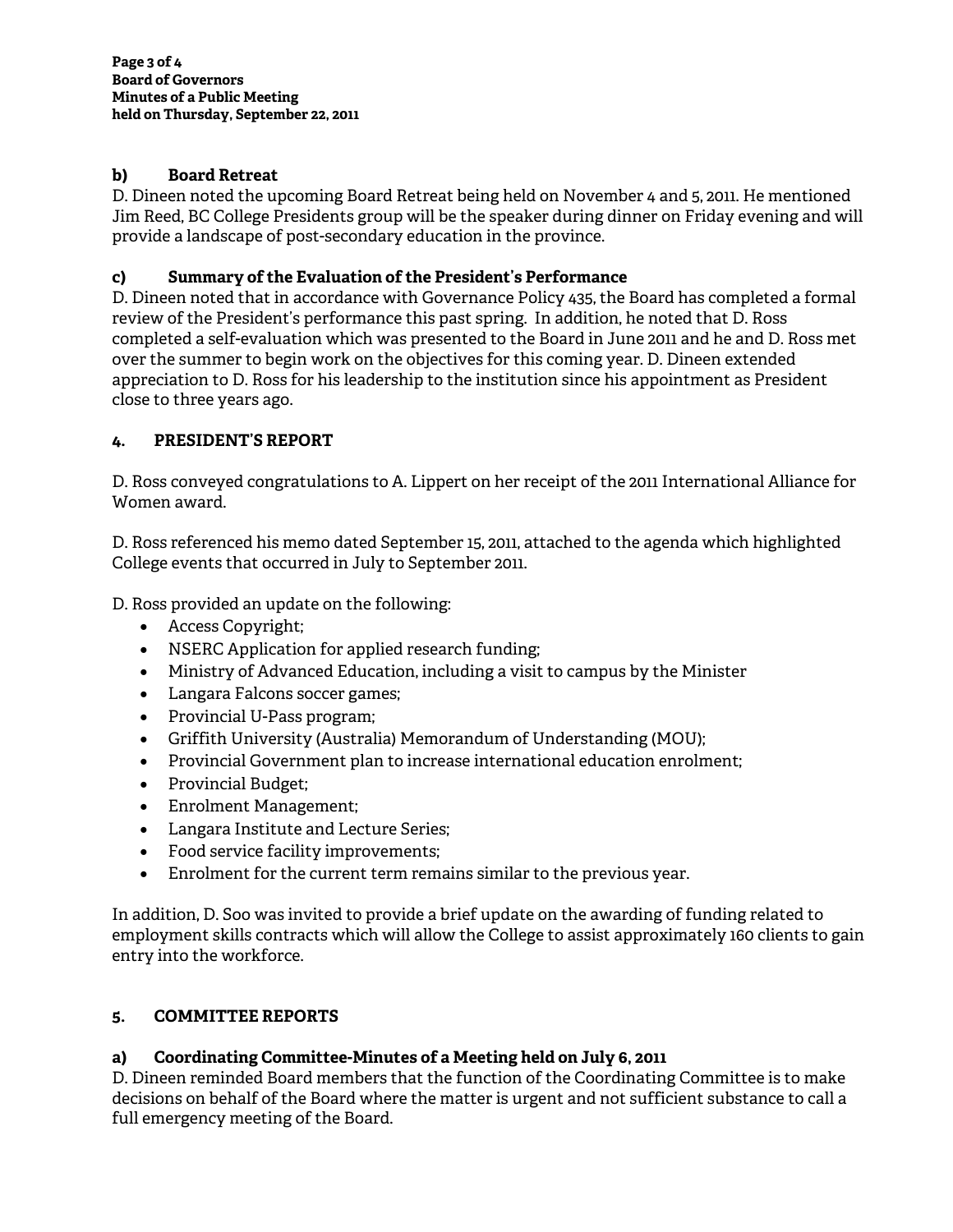### b) Board Retreat

D. Dineen noted the upcoming Board Retreat being held on November 4 and 5, 2011. He mentioned Jim Reed, BC College Presidents group will be the speaker during dinner on Friday evening and will provide a landscape of post-secondary education in the province.

### c) Summary of the Evaluation of the President's Performance

D. Dineen noted that in accordance with Governance Policy 435, the Board has completed a formal review of the President's performance this past spring. In addition, he noted that D. Ross completed a self-evaluation which was presented to the Board in June 2011 and he and D. Ross met over the summer to begin work on the objectives for this coming year. D. Dineen extended appreciation to D. Ross for his leadership to the institution since his appointment as President close to three years ago.

## 4. PRESIDENT'S REPORT

D. Ross conveyed congratulations to A. Lippert on her receipt of the 2011 International Alliance for Women award.

D. Ross referenced his memo dated September 15, 2011, attached to the agenda which highlighted College events that occurred in July to September 2011.

D. Ross provided an update on the following:

- Access Copyright;
- NSERC Application for applied research funding;
- Ministry of Advanced Education, including a visit to campus by the Minister
- Langara Falcons soccer games;
- Provincial U-Pass program;
- Griffith University (Australia) Memorandum of Understanding (MOU);
- Provincial Government plan to increase international education enrolment;
- Provincial Budget;
- Enrolment Management;
- Langara Institute and Lecture Series;
- Food service facility improvements;
- Enrolment for the current term remains similar to the previous year.

In addition, D. Soo was invited to provide a brief update on the awarding of funding related to employment skills contracts which will allow the College to assist approximately 160 clients to gain entry into the workforce.

## 5. COMMITTEE REPORTS

### a) Coordinating Committee-Minutes of a Meeting held on July 6, 2011

D. Dineen reminded Board members that the function of the Coordinating Committee is to make decisions on behalf of the Board where the matter is urgent and not sufficient substance to call a full emergency meeting of the Board.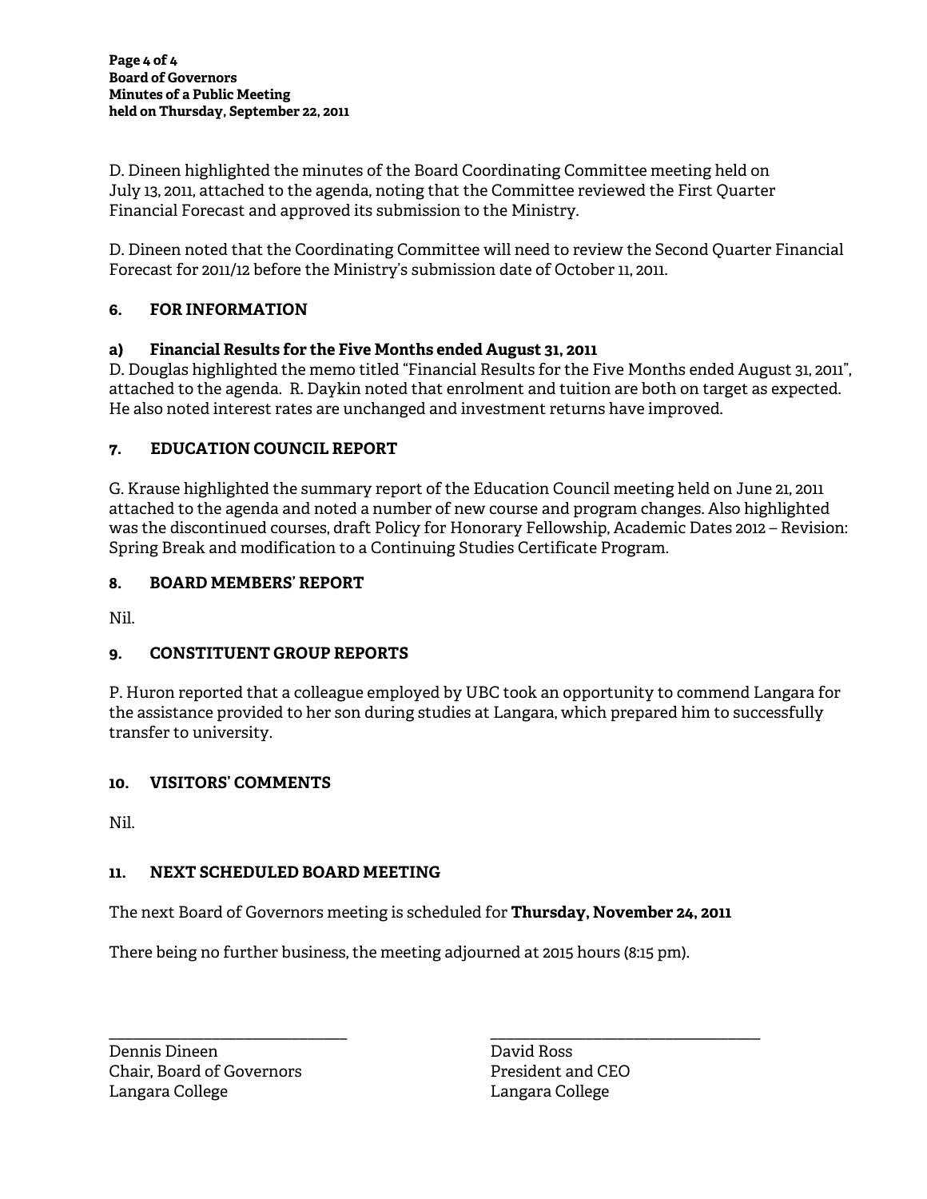D. Dineen highlighted the minutes of the Board Coordinating Committee meeting held on July 13, 2011, attached to the agenda, noting that the Committee reviewed the First Quarter Financial Forecast and approved its submission to the Ministry.

D. Dineen noted that the Coordinating Committee will need to review the Second Quarter Financial Forecast for 2011/12 before the Ministry's submission date of October 11, 2011.

## 6. FOR INFORMATION

### a) Financial Results for the Five Months ended August 31, 2011

D. Douglas highlighted the memo titled "Financial Results for the Five Months ended August 31, 2011", attached to the agenda. R. Daykin noted that enrolment and tuition are both on target as expected. He also noted interest rates are unchanged and investment returns have improved.

## 7. EDUCATION COUNCIL REPORT

G. Krause highlighted the summary report of the Education Council meeting held on June 21, 2011 attached to the agenda and noted a number of new course and program changes. Also highlighted was the discontinued courses, draft Policy for Honorary Fellowship, Academic Dates 2012 – Revision: Spring Break and modification to a Continuing Studies Certificate Program.

## 8. BOARD MEMBERS' REPORT

Nil.

## 9. CONSTITUENT GROUP REPORTS

P. Huron reported that a colleague employed by UBC took an opportunity to commend Langara for the assistance provided to her son during studies at Langara, which prepared him to successfully transfer to university.

## 10. VISITORS' COMMENTS

Nil.

## 11. NEXT SCHEDULED BOARD MEETING

The next Board of Governors meeting is scheduled for **Thursday, November 24, 2011**

There being no further business, the meeting adjourned at 2015 hours (8:15 pm).

\_\_\_\_\_\_\_\_\_\_\_\_\_\_\_\_\_\_\_\_\_\_\_\_\_\_\_\_\_\_
Dennis Dineen
Chair, Board of Governors
Langara College

\_\_\_\_\_\_\_\_\_\_\_\_\_\_\_\_\_\_\_\_\_\_\_\_\_\_\_\_\_\_
David Ross
President and CEO
Langara College